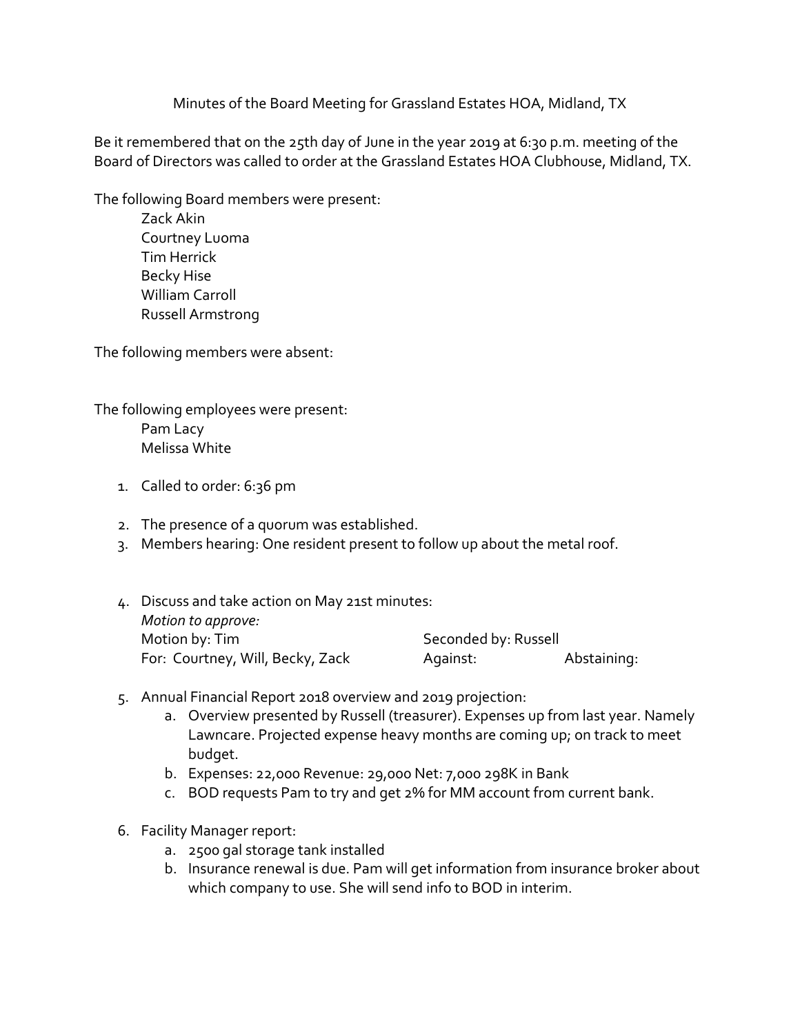Minutes of the Board Meeting for Grassland Estates HOA, Midland, TX

Be it remembered that on the 25th day of June in the year 2019 at 6:30 p.m. meeting of the Board of Directors was called to order at the Grassland Estates HOA Clubhouse, Midland, TX.

The following Board members were present:

Zack Akin
Courtney Luoma
Tim Herrick
Becky Hise
William Carroll
Russell Armstrong

The following members were absent:

The following employees were present:

Pam Lacy
Melissa White

1. Called to order: 6:36 pm

2. The presence of a quorum was established.
3. Members hearing: One resident present to follow up about the metal roof.

4. Discuss and take action on May 21st minutes:
   *Motion to approve:*
   Motion by: Tim — Seconded by: Russell
   For: Courtney, Will, Becky, Zack — Against: — Abstaining:

5. Annual Financial Report 2018 overview and 2019 projection:
   a. Overview presented by Russell (treasurer). Expenses up from last year. Namely Lawncare. Projected expense heavy months are coming up; on track to meet budget.
   b. Expenses: 22,000 Revenue: 29,000 Net: 7,000 298K in Bank
   c. BOD requests Pam to try and get 2% for MM account from current bank.

6. Facility Manager report:
   a. 2500 gal storage tank installed
   b. Insurance renewal is due. Pam will get information from insurance broker about which company to use. She will send info to BOD in interim.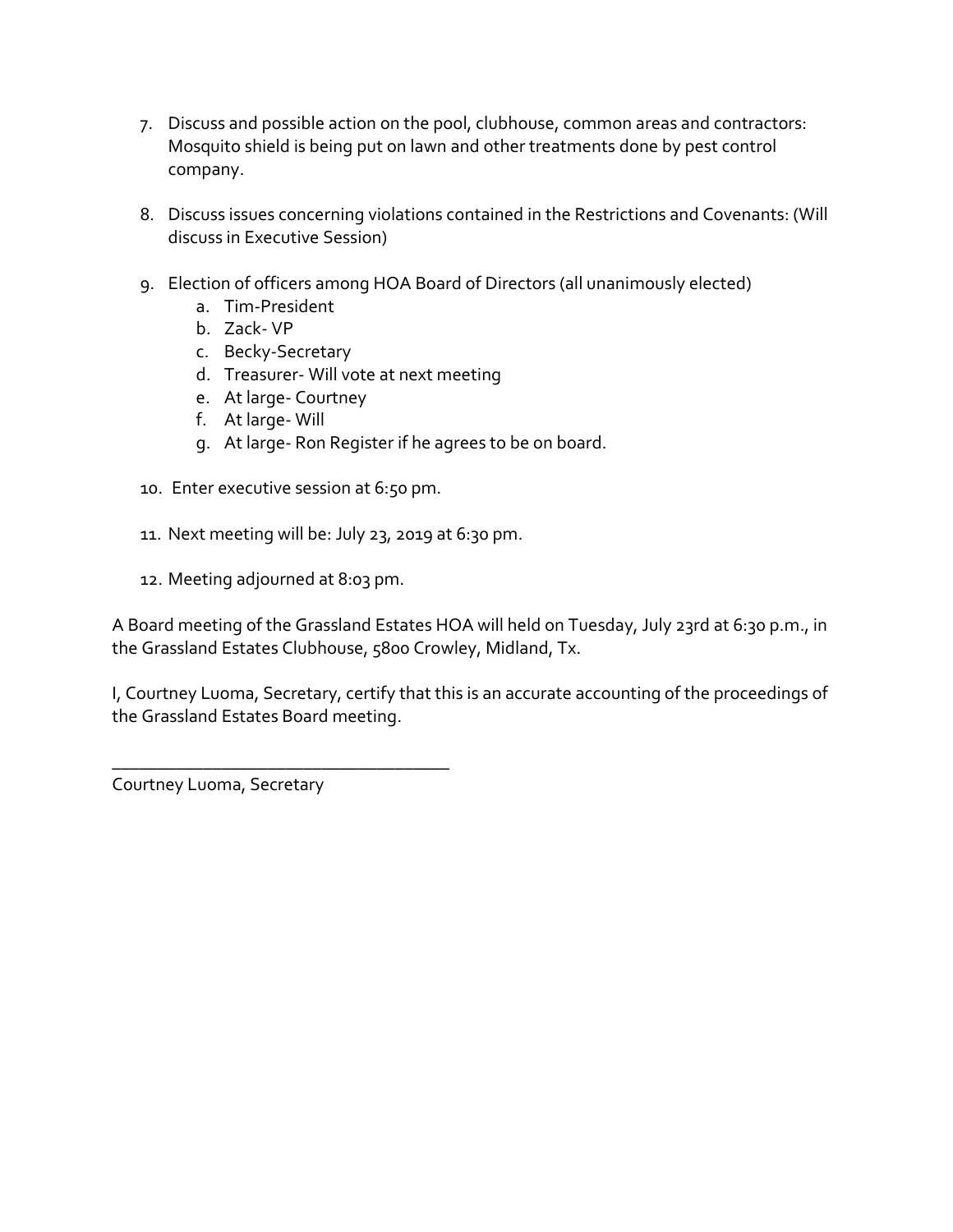7. Discuss and possible action on the pool, clubhouse, common areas and contractors: Mosquito shield is being put on lawn and other treatments done by pest control company.

8. Discuss issues concerning violations contained in the Restrictions and Covenants: (Will discuss in Executive Session)

9. Election of officers among HOA Board of Directors (all unanimously elected)
   a. Tim-President
   b. Zack- VP
   c. Becky-Secretary
   d. Treasurer- Will vote at next meeting
   e. At large- Courtney
   f. At large- Will
   g. At large- Ron Register if he agrees to be on board.

10. Enter executive session at 6:50 pm.

11. Next meeting will be: July 23, 2019 at 6:30 pm.

12. Meeting adjourned at 8:03 pm.

A Board meeting of the Grassland Estates HOA will held on Tuesday, July 23rd at 6:30 p.m., in the Grassland Estates Clubhouse, 5800 Crowley, Midland, Tx.

I, Courtney Luoma, Secretary, certify that this is an accurate accounting of the proceedings of the Grassland Estates Board meeting.

___________________________________

Courtney Luoma, Secretary